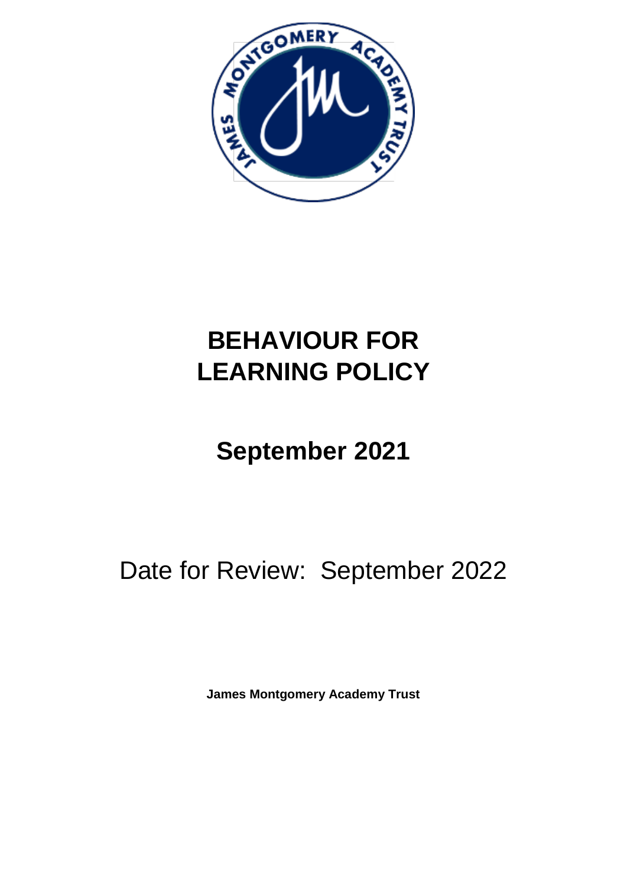# BEHAVIOUR FOR LEARNING POLICY

## September 2021

Date for Review: September 2022

**James Montgomery Academy Trust**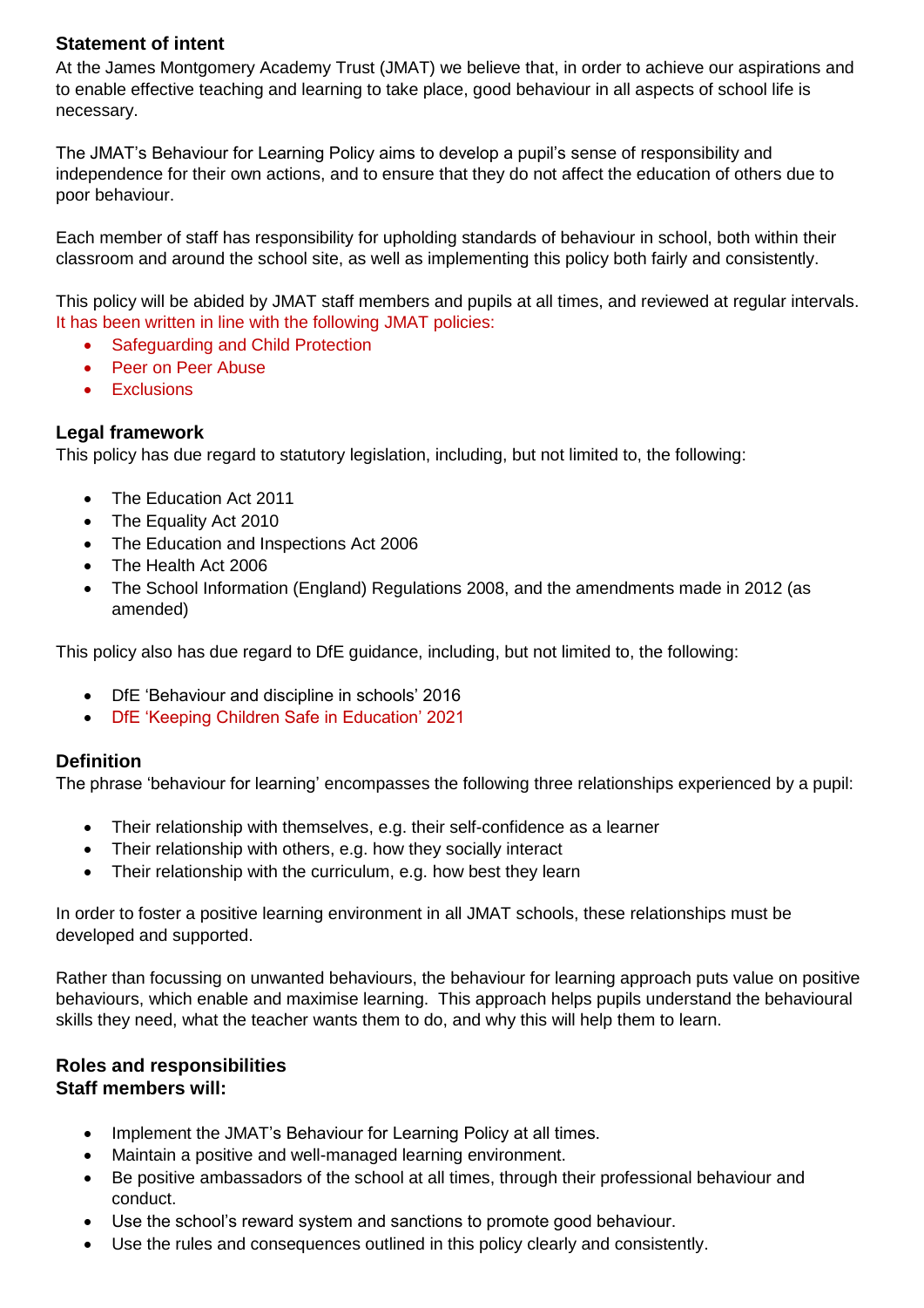## Statement of intent

At the James Montgomery Academy Trust (JMAT) we believe that, in order to achieve our aspirations and to enable effective teaching and learning to take place, good behaviour in all aspects of school life is necessary.

The JMAT's Behaviour for Learning Policy aims to develop a pupil's sense of responsibility and independence for their own actions, and to ensure that they do not affect the education of others due to poor behaviour.

Each member of staff has responsibility for upholding standards of behaviour in school, both within their classroom and around the school site, as well as implementing this policy both fairly and consistently.

This policy will be abided by JMAT staff members and pupils at all times, and reviewed at regular intervals. It has been written in line with the following JMAT policies:

- Safeguarding and Child Protection
- Peer on Peer Abuse
- Exclusions

## Legal framework

This policy has due regard to statutory legislation, including, but not limited to, the following:

- The Education Act 2011
- The Equality Act 2010
- The Education and Inspections Act 2006
- The Health Act 2006
- The School Information (England) Regulations 2008, and the amendments made in 2012 (as amended)

This policy also has due regard to DfE guidance, including, but not limited to, the following:

- DfE 'Behaviour and discipline in schools' 2016
- DfE 'Keeping Children Safe in Education' 2021

## Definition

The phrase 'behaviour for learning' encompasses the following three relationships experienced by a pupil:

- Their relationship with themselves, e.g. their self-confidence as a learner
- Their relationship with others, e.g. how they socially interact
- Their relationship with the curriculum, e.g. how best they learn

In order to foster a positive learning environment in all JMAT schools, these relationships must be developed and supported.

Rather than focussing on unwanted behaviours, the behaviour for learning approach puts value on positive behaviours, which enable and maximise learning. This approach helps pupils understand the behavioural skills they need, what the teacher wants them to do, and why this will help them to learn.

## Roles and responsibilities

### Staff members will:

- Implement the JMAT's Behaviour for Learning Policy at all times.
- Maintain a positive and well-managed learning environment.
- Be positive ambassadors of the school at all times, through their professional behaviour and conduct.
- Use the school's reward system and sanctions to promote good behaviour.
- Use the rules and consequences outlined in this policy clearly and consistently.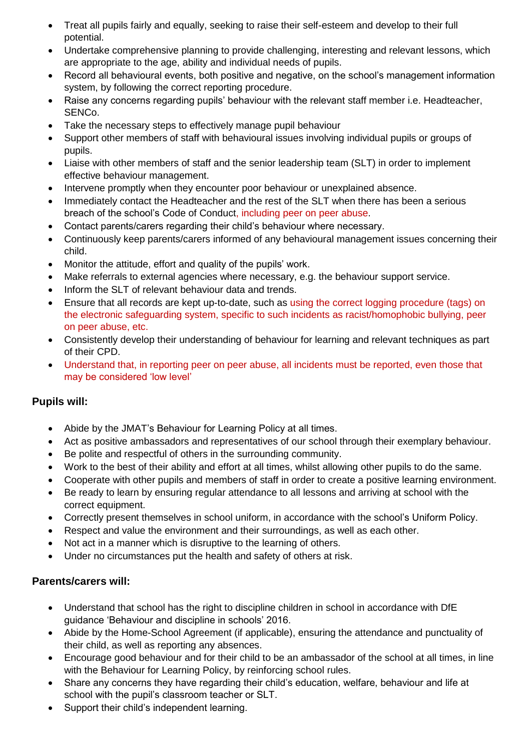- Treat all pupils fairly and equally, seeking to raise their self-esteem and develop to their full potential.
- Undertake comprehensive planning to provide challenging, interesting and relevant lessons, which are appropriate to the age, ability and individual needs of pupils.
- Record all behavioural events, both positive and negative, on the school's management information system, by following the correct reporting procedure.
- Raise any concerns regarding pupils' behaviour with the relevant staff member i.e. Headteacher, SENCo.
- Take the necessary steps to effectively manage pupil behaviour
- Support other members of staff with behavioural issues involving individual pupils or groups of pupils.
- Liaise with other members of staff and the senior leadership team (SLT) in order to implement effective behaviour management.
- Intervene promptly when they encounter poor behaviour or unexplained absence.
- Immediately contact the Headteacher and the rest of the SLT when there has been a serious breach of the school's Code of Conduct, including peer on peer abuse.
- Contact parents/carers regarding their child's behaviour where necessary.
- Continuously keep parents/carers informed of any behavioural management issues concerning their child.
- Monitor the attitude, effort and quality of the pupils' work.
- Make referrals to external agencies where necessary, e.g. the behaviour support service.
- Inform the SLT of relevant behaviour data and trends.
- Ensure that all records are kept up-to-date, such as using the correct logging procedure (tags) on the electronic safeguarding system, specific to such incidents as racist/homophobic bullying, peer on peer abuse, etc.
- Consistently develop their understanding of behaviour for learning and relevant techniques as part of their CPD.
- Understand that, in reporting peer on peer abuse, all incidents must be reported, even those that may be considered 'low level'

### Pupils will:

- Abide by the JMAT's Behaviour for Learning Policy at all times.
- Act as positive ambassadors and representatives of our school through their exemplary behaviour.
- Be polite and respectful of others in the surrounding community.
- Work to the best of their ability and effort at all times, whilst allowing other pupils to do the same.
- Cooperate with other pupils and members of staff in order to create a positive learning environment.
- Be ready to learn by ensuring regular attendance to all lessons and arriving at school with the correct equipment.
- Correctly present themselves in school uniform, in accordance with the school's Uniform Policy.
- Respect and value the environment and their surroundings, as well as each other.
- Not act in a manner which is disruptive to the learning of others.
- Under no circumstances put the health and safety of others at risk.

### Parents/carers will:

- Understand that school has the right to discipline children in school in accordance with DfE guidance 'Behaviour and discipline in schools' 2016.
- Abide by the Home-School Agreement (if applicable), ensuring the attendance and punctuality of their child, as well as reporting any absences.
- Encourage good behaviour and for their child to be an ambassador of the school at all times, in line with the Behaviour for Learning Policy, by reinforcing school rules.
- Share any concerns they have regarding their child's education, welfare, behaviour and life at school with the pupil's classroom teacher or SLT.
- Support their child's independent learning.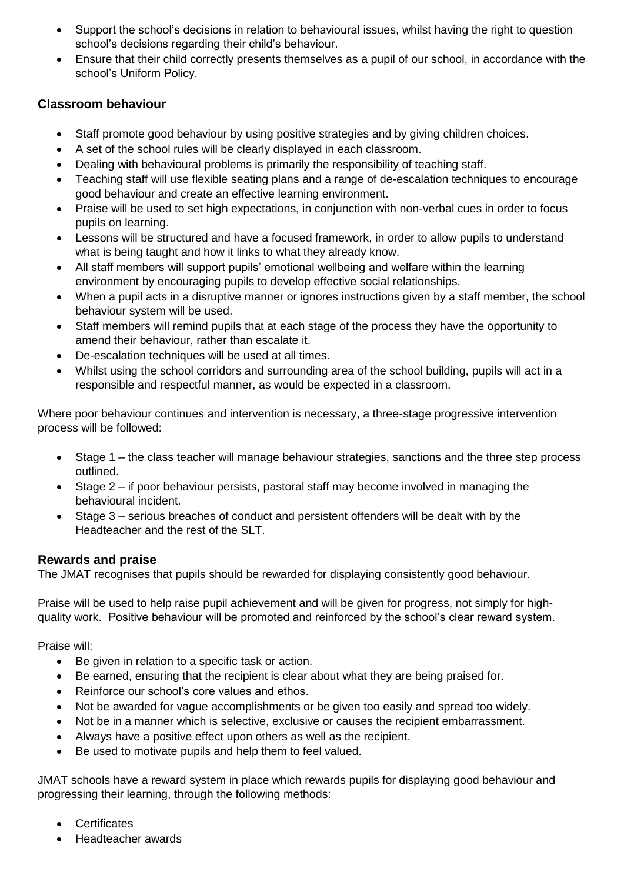- Support the school's decisions in relation to behavioural issues, whilst having the right to question school's decisions regarding their child's behaviour.
- Ensure that their child correctly presents themselves as a pupil of our school, in accordance with the school's Uniform Policy.

### Classroom behaviour

- Staff promote good behaviour by using positive strategies and by giving children choices.
- A set of the school rules will be clearly displayed in each classroom.
- Dealing with behavioural problems is primarily the responsibility of teaching staff.
- Teaching staff will use flexible seating plans and a range of de-escalation techniques to encourage good behaviour and create an effective learning environment.
- Praise will be used to set high expectations, in conjunction with non-verbal cues in order to focus pupils on learning.
- Lessons will be structured and have a focused framework, in order to allow pupils to understand what is being taught and how it links to what they already know.
- All staff members will support pupils' emotional wellbeing and welfare within the learning environment by encouraging pupils to develop effective social relationships.
- When a pupil acts in a disruptive manner or ignores instructions given by a staff member, the school behaviour system will be used.
- Staff members will remind pupils that at each stage of the process they have the opportunity to amend their behaviour, rather than escalate it.
- De-escalation techniques will be used at all times.
- Whilst using the school corridors and surrounding area of the school building, pupils will act in a responsible and respectful manner, as would be expected in a classroom.

Where poor behaviour continues and intervention is necessary, a three-stage progressive intervention process will be followed:

- Stage 1 – the class teacher will manage behaviour strategies, sanctions and the three step process outlined.
- Stage 2 – if poor behaviour persists, pastoral staff may become involved in managing the behavioural incident.
- Stage 3 – serious breaches of conduct and persistent offenders will be dealt with by the Headteacher and the rest of the SLT.

### Rewards and praise

The JMAT recognises that pupils should be rewarded for displaying consistently good behaviour.

Praise will be used to help raise pupil achievement and will be given for progress, not simply for high-quality work. Positive behaviour will be promoted and reinforced by the school's clear reward system.

Praise will:

- Be given in relation to a specific task or action.
- Be earned, ensuring that the recipient is clear about what they are being praised for.
- Reinforce our school's core values and ethos.
- Not be awarded for vague accomplishments or be given too easily and spread too widely.
- Not be in a manner which is selective, exclusive or causes the recipient embarrassment.
- Always have a positive effect upon others as well as the recipient.
- Be used to motivate pupils and help them to feel valued.

JMAT schools have a reward system in place which rewards pupils for displaying good behaviour and progressing their learning, through the following methods:

- Certificates
- Headteacher awards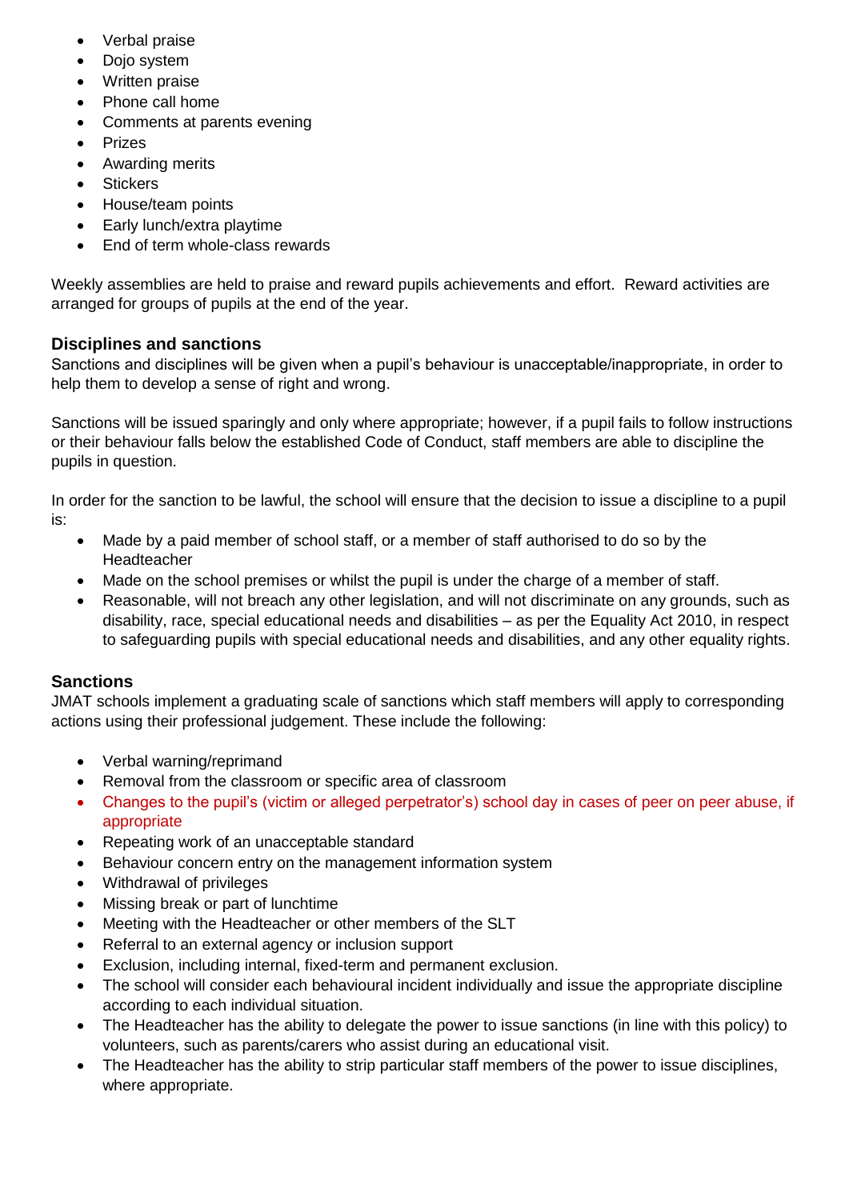- Verbal praise
- Dojo system
- Written praise
- Phone call home
- Comments at parents evening
- Prizes
- Awarding merits
- Stickers
- House/team points
- Early lunch/extra playtime
- End of term whole-class rewards

Weekly assemblies are held to praise and reward pupils achievements and effort.  Reward activities are arranged for groups of pupils at the end of the year.

### Disciplines and sanctions

Sanctions and disciplines will be given when a pupil's behaviour is unacceptable/inappropriate, in order to help them to develop a sense of right and wrong.

Sanctions will be issued sparingly and only where appropriate; however, if a pupil fails to follow instructions or their behaviour falls below the established Code of Conduct, staff members are able to discipline the pupils in question.

In order for the sanction to be lawful, the school will ensure that the decision to issue a discipline to a pupil is:

- Made by a paid member of school staff, or a member of staff authorised to do so by the Headteacher
- Made on the school premises or whilst the pupil is under the charge of a member of staff.
- Reasonable, will not breach any other legislation, and will not discriminate on any grounds, such as disability, race, special educational needs and disabilities – as per the Equality Act 2010, in respect to safeguarding pupils with special educational needs and disabilities, and any other equality rights.

### Sanctions

JMAT schools implement a graduating scale of sanctions which staff members will apply to corresponding actions using their professional judgement. These include the following:

- Verbal warning/reprimand
- Removal from the classroom or specific area of classroom
- Changes to the pupil's (victim or alleged perpetrator's) school day in cases of peer on peer abuse, if appropriate
- Repeating work of an unacceptable standard
- Behaviour concern entry on the management information system
- Withdrawal of privileges
- Missing break or part of lunchtime
- Meeting with the Headteacher or other members of the SLT
- Referral to an external agency or inclusion support
- Exclusion, including internal, fixed-term and permanent exclusion.
- The school will consider each behavioural incident individually and issue the appropriate discipline according to each individual situation.
- The Headteacher has the ability to delegate the power to issue sanctions (in line with this policy) to volunteers, such as parents/carers who assist during an educational visit.
- The Headteacher has the ability to strip particular staff members of the power to issue disciplines, where appropriate.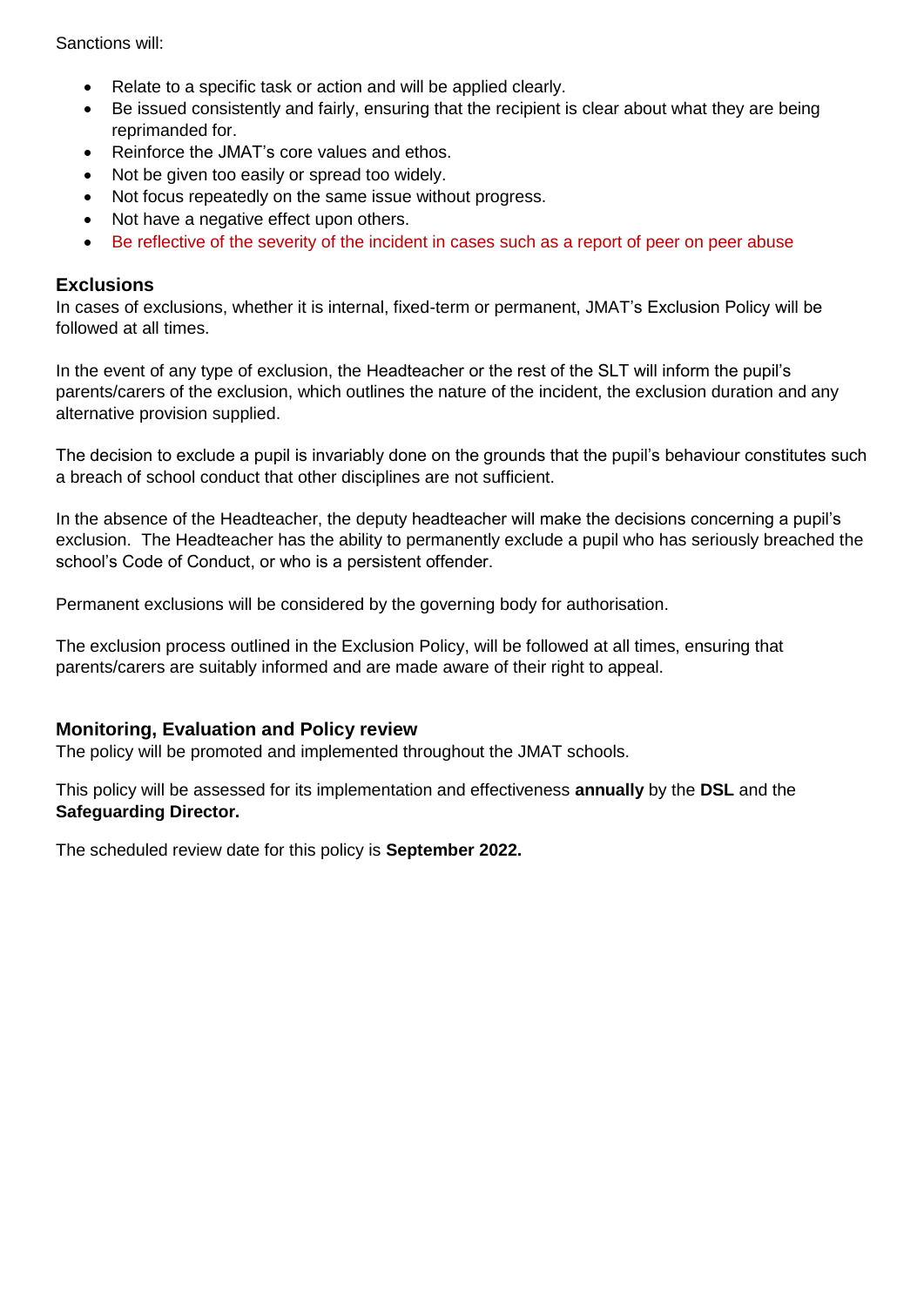Sanctions will:

- Relate to a specific task or action and will be applied clearly.
- Be issued consistently and fairly, ensuring that the recipient is clear about what they are being reprimanded for.
- Reinforce the JMAT's core values and ethos.
- Not be given too easily or spread too widely.
- Not focus repeatedly on the same issue without progress.
- Not have a negative effect upon others.
- Be reflective of the severity of the incident in cases such as a report of peer on peer abuse

## Exclusions

In cases of exclusions, whether it is internal, fixed-term or permanent, JMAT's Exclusion Policy will be followed at all times.

In the event of any type of exclusion, the Headteacher or the rest of the SLT will inform the pupil's parents/carers of the exclusion, which outlines the nature of the incident, the exclusion duration and any alternative provision supplied.

The decision to exclude a pupil is invariably done on the grounds that the pupil's behaviour constitutes such a breach of school conduct that other disciplines are not sufficient.

In the absence of the Headteacher, the deputy headteacher will make the decisions concerning a pupil's exclusion. The Headteacher has the ability to permanently exclude a pupil who has seriously breached the school's Code of Conduct, or who is a persistent offender.

Permanent exclusions will be considered by the governing body for authorisation.

The exclusion process outlined in the Exclusion Policy, will be followed at all times, ensuring that parents/carers are suitably informed and are made aware of their right to appeal.

## Monitoring, Evaluation and Policy review

The policy will be promoted and implemented throughout the JMAT schools.

This policy will be assessed for its implementation and effectiveness **annually** by the **DSL** and the **Safeguarding Director.**

The scheduled review date for this policy is **September 2022.**